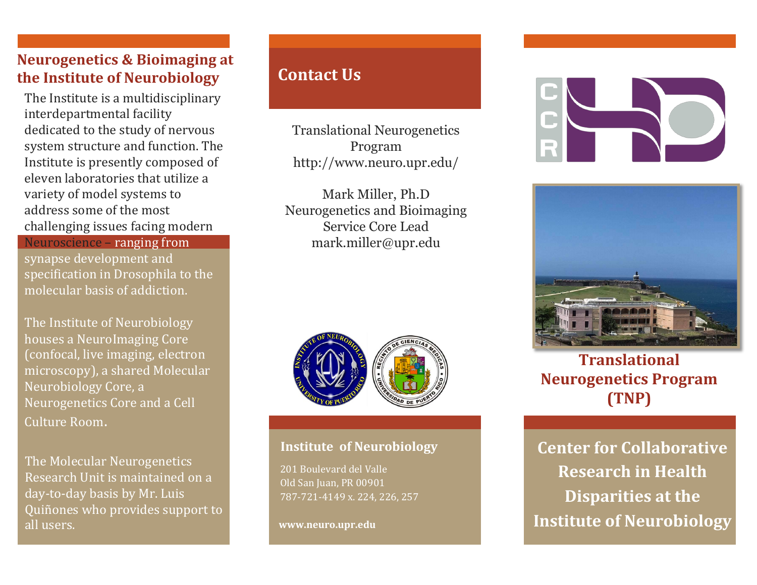## Neurogenetics & Bioimaging at the Institute of Neurobiology

The Institute is a multidisciplinary interdepartmental facility dedicated to the study of nervous system structure and function. The Institute is presently composed of eleven laboratories that utilize a variety of model systems to address some of the most challenging issues facing modern Neuroscience – ranging from synapse development and specification in Drosophila to the molecular basis of addiction.

The Institute of Neurobiology houses a NeuroImaging Core (confocal, live imaging, electron microscopy), a shared Molecular Neurobiology Core, a Neurogenetics Core and a Cell Culture Room.

The Molecular Neurogenetics Research Unit is maintained on a day-to-day basis by Mr. Luis Quiñones who provides support to all users.

## Contact Us

Translational Neurogenetics Program
http://www.neuro.upr.edu/

Mark Miller, Ph.D
Neurogenetics and Bioimaging Service Core Lead
mark.miller@upr.edu

### Institute of Neurobiology

201 Boulevard del Valle
Old San Juan, PR 00901
787-721-4149 x. 224, 226, 257

**www.neuro.upr.edu**

## Translational Neurogenetics Program (TNP)

## Center for Collaborative Research in Health Disparities at the Institute of Neurobiology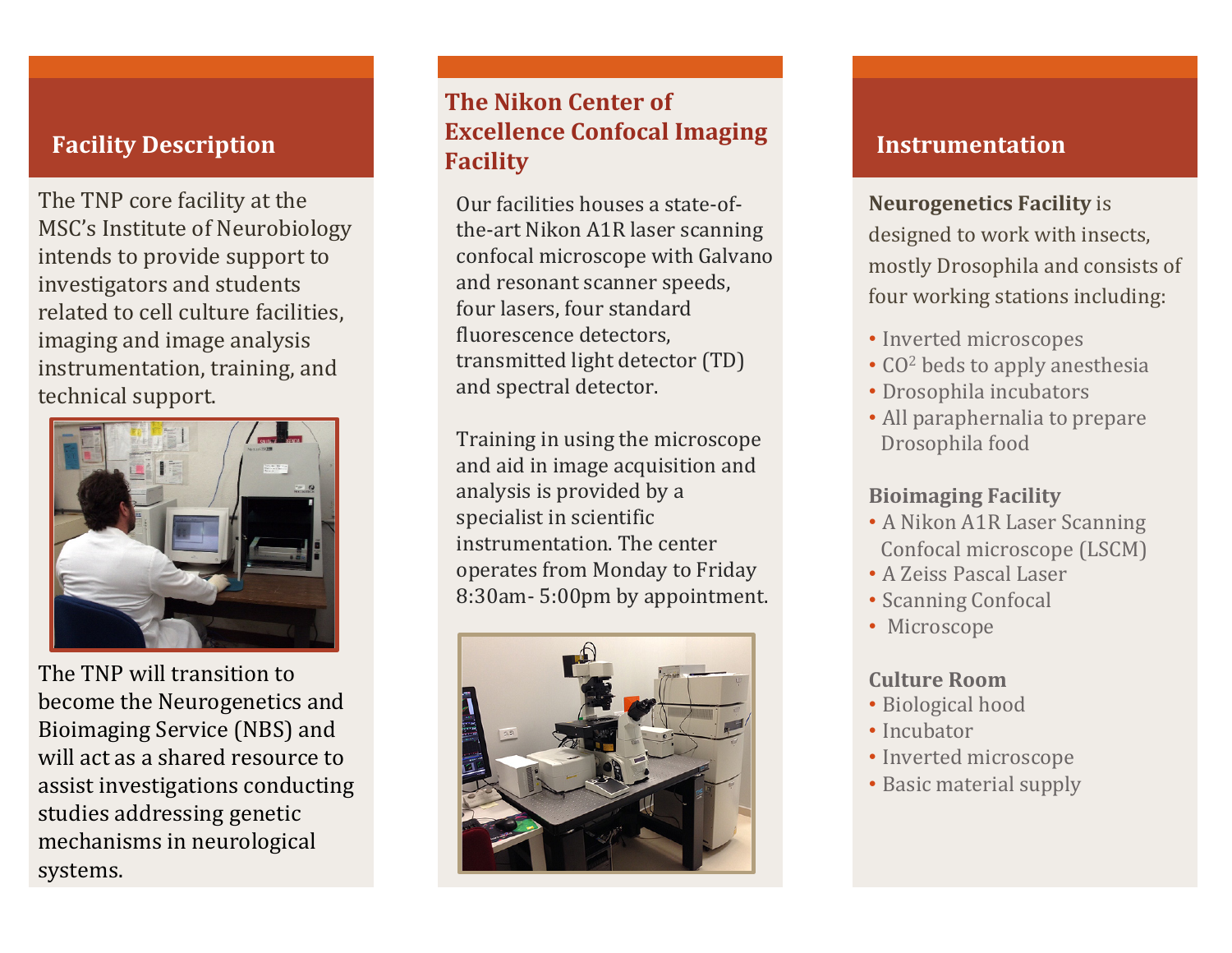## Facility Description

The TNP core facility at the MSC's Institute of Neurobiology intends to provide support to investigators and students related to cell culture facilities, imaging and image analysis instrumentation, training, and technical support.

The TNP will transition to become the Neurogenetics and Bioimaging Service (NBS) and will act as a shared resource to assist investigations conducting studies addressing genetic mechanisms in neurological systems.

## The Nikon Center of Excellence Confocal Imaging Facility

Our facilities houses a state-of-the-art Nikon A1R laser scanning confocal microscope with Galvano and resonant scanner speeds, four lasers, four standard fluorescence detectors, transmitted light detector (TD) and spectral detector.

Training in using the microscope and aid in image acquisition and analysis is provided by a specialist in scientific instrumentation. The center operates from Monday to Friday 8:30am- 5:00pm by appointment.

## Instrumentation

**Neurogenetics Facility** is designed to work with insects, mostly Drosophila and consists of four working stations including:

- Inverted microscopes
- $CO^2$ beds to apply anesthesia
- Drosophila incubators
- All paraphernalia to prepare Drosophila food

**Bioimaging Facility**

- A Nikon A1R Laser Scanning Confocal microscope (LSCM)
- A Zeiss Pascal Laser
- Scanning Confocal
- Microscope

**Culture Room**

- Biological hood
- Incubator
- Inverted microscope
- Basic material supply